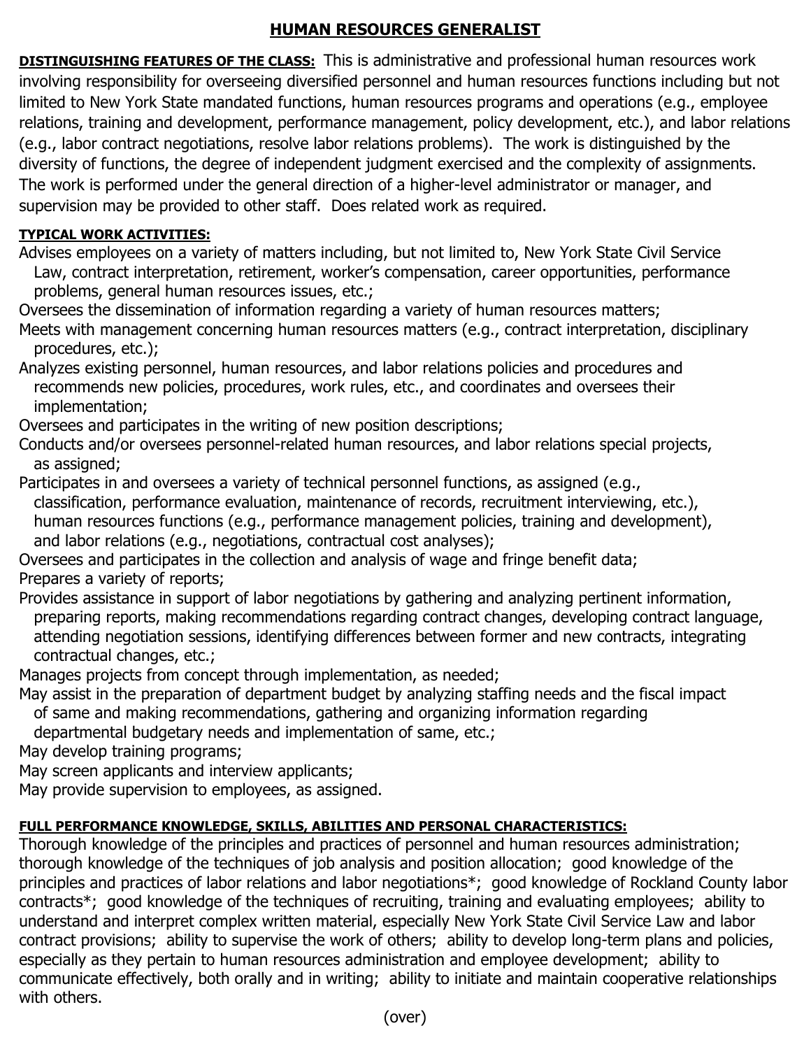# HUMAN RESOURCES GENERALIST

**DISTINGUISHING FEATURES OF THE CLASS:** This is administrative and professional human resources work involving responsibility for overseeing diversified personnel and human resources functions including but not limited to New York State mandated functions, human resources programs and operations (e.g., employee relations, training and development, performance management, policy development, etc.), and labor relations (e.g., labor contract negotiations, resolve labor relations problems). The work is distinguished by the diversity of functions, the degree of independent judgment exercised and the complexity of assignments. The work is performed under the general direction of a higher-level administrator or manager, and supervision may be provided to other staff. Does related work as required.

**TYPICAL WORK ACTIVITIES:**

Advises employees on a variety of matters including, but not limited to, New York State Civil Service Law, contract interpretation, retirement, worker's compensation, career opportunities, performance problems, general human resources issues, etc.;

Oversees the dissemination of information regarding a variety of human resources matters;

Meets with management concerning human resources matters (e.g., contract interpretation, disciplinary procedures, etc.);

Analyzes existing personnel, human resources, and labor relations policies and procedures and recommends new policies, procedures, work rules, etc., and coordinates and oversees their implementation;

Oversees and participates in the writing of new position descriptions;

Conducts and/or oversees personnel-related human resources, and labor relations special projects, as assigned;

Participates in and oversees a variety of technical personnel functions, as assigned (e.g., classification, performance evaluation, maintenance of records, recruitment interviewing, etc.), human resources functions (e.g., performance management policies, training and development), and labor relations (e.g., negotiations, contractual cost analyses);

Oversees and participates in the collection and analysis of wage and fringe benefit data;

Prepares a variety of reports;

Provides assistance in support of labor negotiations by gathering and analyzing pertinent information, preparing reports, making recommendations regarding contract changes, developing contract language, attending negotiation sessions, identifying differences between former and new contracts, integrating contractual changes, etc.;

Manages projects from concept through implementation, as needed;

May assist in the preparation of department budget by analyzing staffing needs and the fiscal impact of same and making recommendations, gathering and organizing information regarding departmental budgetary needs and implementation of same, etc.;

May develop training programs;

May screen applicants and interview applicants;

May provide supervision to employees, as assigned.

**FULL PERFORMANCE KNOWLEDGE, SKILLS, ABILITIES AND PERSONAL CHARACTERISTICS:**

Thorough knowledge of the principles and practices of personnel and human resources administration; thorough knowledge of the techniques of job analysis and position allocation; good knowledge of the principles and practices of labor relations and labor negotiations*; good knowledge of Rockland County labor contracts*; good knowledge of the techniques of recruiting, training and evaluating employees; ability to understand and interpret complex written material, especially New York State Civil Service Law and labor contract provisions; ability to supervise the work of others; ability to develop long-term plans and policies, especially as they pertain to human resources administration and employee development; ability to communicate effectively, both orally and in writing; ability to initiate and maintain cooperative relationships with others.

(over)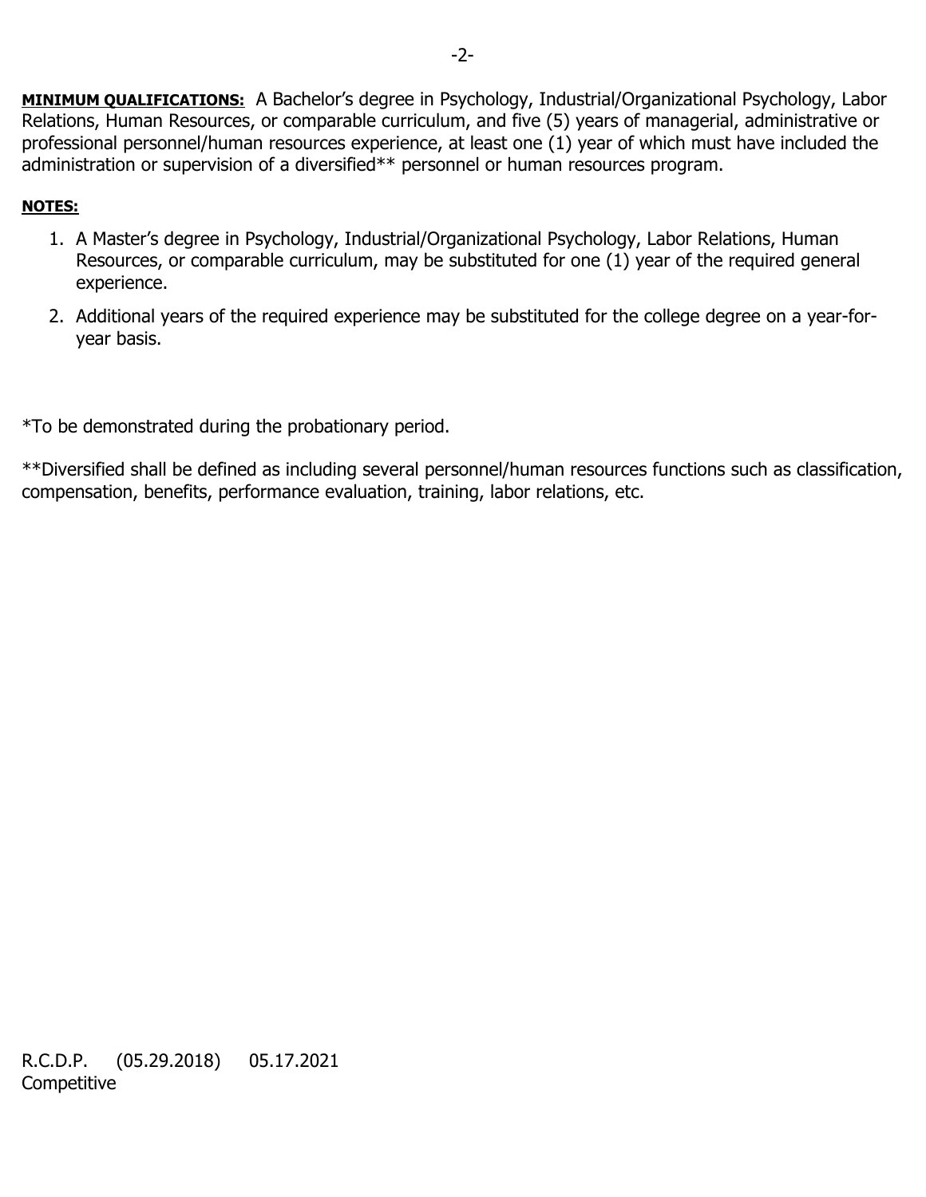**MINIMUM QUALIFICATIONS:** A Bachelor's degree in Psychology, Industrial/Organizational Psychology, Labor Relations, Human Resources, or comparable curriculum, and five (5) years of managerial, administrative or professional personnel/human resources experience, at least one (1) year of which must have included the administration or supervision of a diversified** personnel or human resources program.

**NOTES:**

1. A Master's degree in Psychology, Industrial/Organizational Psychology, Labor Relations, Human Resources, or comparable curriculum, may be substituted for one (1) year of the required general experience.
2. Additional years of the required experience may be substituted for the college degree on a year-for-year basis.

*To be demonstrated during the probationary period.

**Diversified shall be defined as including several personnel/human resources functions such as classification, compensation, benefits, performance evaluation, training, labor relations, etc.

R.C.D.P. (05.29.2018) 05.17.2021
Competitive